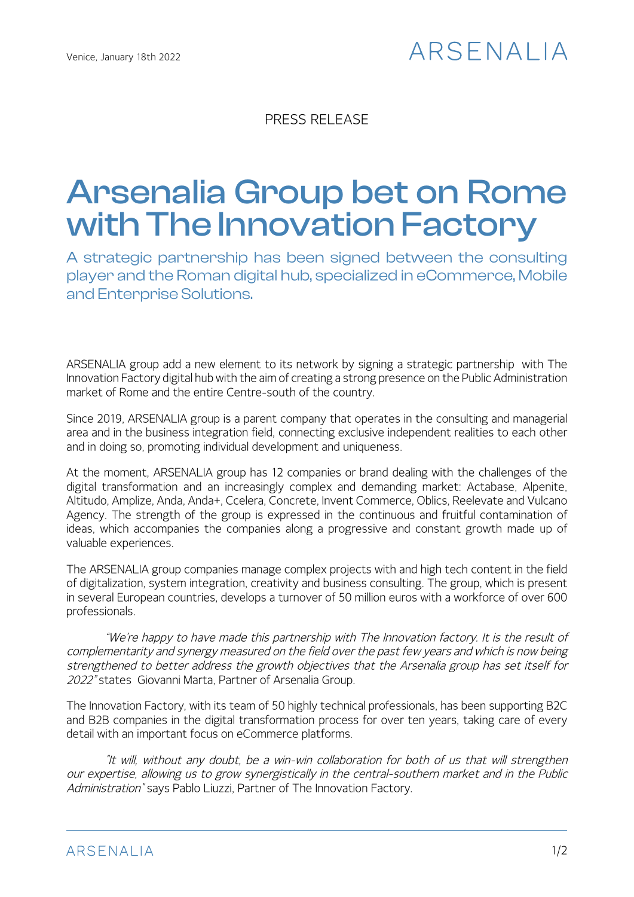Venice, January 18th 2022

ARSENALIA

PRESS RELEASE

# Arsenalia Group bet on Rome with The Innovation Factory

## A strategic partnership has been signed between the consulting player and the Roman digital hub, specialized in eCommerce, Mobile and Enterprise Solutions.

ARSENALIA group add a new element to its network by signing a strategic partnership with The Innovation Factory digital hub with the aim of creating a strong presence on the Public Administration market of Rome and the entire Centre-south of the country.

Since 2019, ARSENALIA group is a parent company that operates in the consulting and managerial area and in the business integration field, connecting exclusive independent realities to each other and in doing so, promoting individual development and uniqueness.

At the moment, ARSENALIA group has 12 companies or brand dealing with the challenges of the digital transformation and an increasingly complex and demanding market: Actabase, Alpenite, Altitudo, Amplize, Anda, Anda+, Ccelera, Concrete, Invent Commerce, Oblics, Reelevate and Vulcano Agency. The strength of the group is expressed in the continuous and fruitful contamination of ideas, which accompanies the companies along a progressive and constant growth made up of valuable experiences.

The ARSENALIA group companies manage complex projects with and high tech content in the field of digitalization, system integration, creativity and business consulting. The group, which is present in several European countries, develops a turnover of 50 million euros with a workforce of over 600 professionals.

*"We're happy to have made this partnership with The Innovation factory. It is the result of complementarity and synergy measured on the field over the past few years and which is now being strengthened to better address the growth objectives that the Arsenalia group has set itself for 2022"* states Giovanni Marta, Partner of Arsenalia Group.

The Innovation Factory, with its team of 50 highly technical professionals, has been supporting B2C and B2B companies in the digital transformation process for over ten years, taking care of every detail with an important focus on eCommerce platforms.

*"It will, without any doubt, be a win-win collaboration for both of us that will strengthen our expertise, allowing us to grow synergistically in the central-southern market and in the Public Administration"* says Pablo Liuzzi, Partner of The Innovation Factory.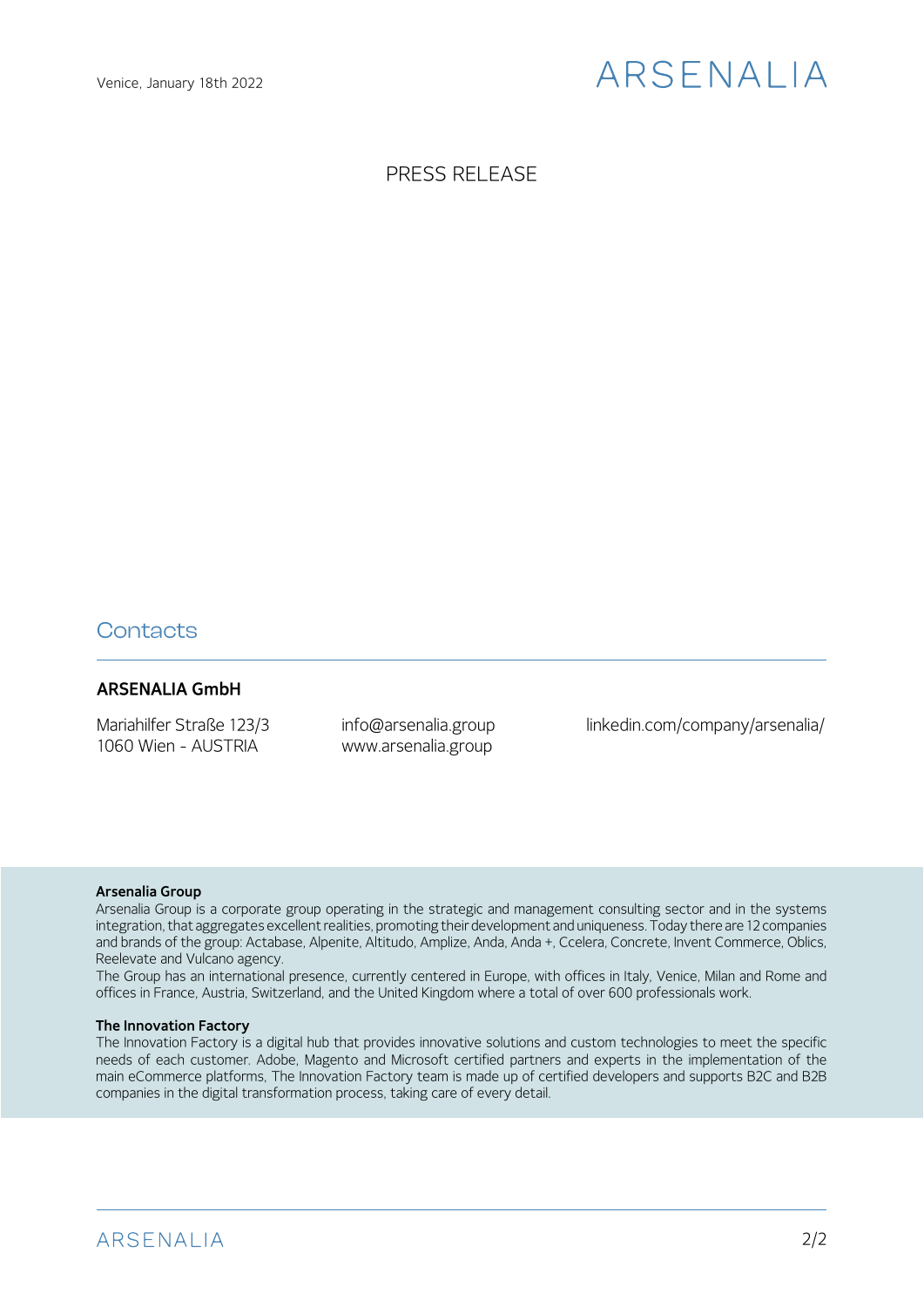Venice, January 18th 2022

PRESS RELEASE

## Contacts

**ARSENALIA GmbH**

Mariahilfer Straße 123/3
1060 Wien - AUSTRIA

info@arsenalia.group
www.arsenalia.group

linkedin.com/company/arsenalia/

**Arsenalia Group**
Arsenalia Group is a corporate group operating in the strategic and management consulting sector and in the systems integration, that aggregates excellent realities, promoting their development and uniqueness. Today there are 12 companies and brands of the group: Actabase, Alpenite, Altitudo, Amplize, Anda, Anda +, Ccelera, Concrete, Invent Commerce, Oblics, Reelevate and Vulcano agency.
The Group has an international presence, currently centered in Europe, with offices in Italy, Venice, Milan and Rome and offices in France, Austria, Switzerland, and the United Kingdom where a total of over 600 professionals work.

**The Innovation Factory**
The Innovation Factory is a digital hub that provides innovative solutions and custom technologies to meet the specific needs of each customer. Adobe, Magento and Microsoft certified partners and experts in the implementation of the main eCommerce platforms, The Innovation Factory team is made up of certified developers and supports B2C and B2B companies in the digital transformation process, taking care of every detail.